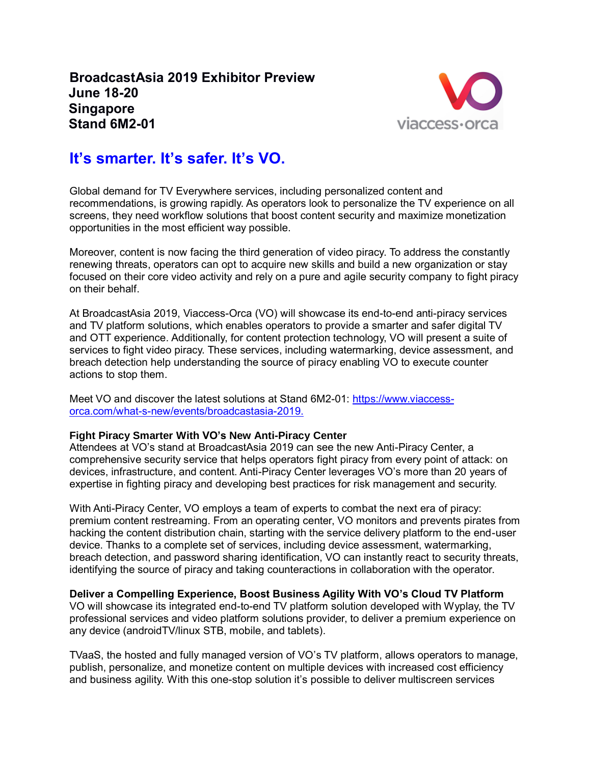**BroadcastAsia 2019 Exhibitor Preview**
**June 18-20**
**Singapore**
**Stand 6M2-01**

## It's smarter. It's safer. It's VO.

Global demand for TV Everywhere services, including personalized content and recommendations, is growing rapidly. As operators look to personalize the TV experience on all screens, they need workflow solutions that boost content security and maximize monetization opportunities in the most efficient way possible.

Moreover, content is now facing the third generation of video piracy. To address the constantly renewing threats, operators can opt to acquire new skills and build a new organization or stay focused on their core video activity and rely on a pure and agile security company to fight piracy on their behalf.

At BroadcastAsia 2019, Viaccess-Orca (VO) will showcase its end-to-end anti-piracy services and TV platform solutions, which enables operators to provide a smarter and safer digital TV and OTT experience. Additionally, for content protection technology, VO will present a suite of services to fight video piracy. These services, including watermarking, device assessment, and breach detection help understanding the source of piracy enabling VO to execute counter actions to stop them.

Meet VO and discover the latest solutions at Stand 6M2-01: [https://www.viaccess-orca.com/what-s-new/events/broadcastasia-2019.](https://www.viaccess-orca.com/what-s-new/events/broadcastasia-2019)

**Fight Piracy Smarter With VO's New Anti-Piracy Center**
Attendees at VO's stand at BroadcastAsia 2019 can see the new Anti-Piracy Center, a comprehensive security service that helps operators fight piracy from every point of attack: on devices, infrastructure, and content. Anti-Piracy Center leverages VO's more than 20 years of expertise in fighting piracy and developing best practices for risk management and security.

With Anti-Piracy Center, VO employs a team of experts to combat the next era of piracy: premium content restreaming. From an operating center, VO monitors and prevents pirates from hacking the content distribution chain, starting with the service delivery platform to the end-user device. Thanks to a complete set of services, including device assessment, watermarking, breach detection, and password sharing identification, VO can instantly react to security threats, identifying the source of piracy and taking counteractions in collaboration with the operator.

**Deliver a Compelling Experience, Boost Business Agility With VO's Cloud TV Platform**
VO will showcase its integrated end-to-end TV platform solution developed with Wyplay, the TV professional services and video platform solutions provider, to deliver a premium experience on any device (androidTV/linux STB, mobile, and tablets).

TVaaS, the hosted and fully managed version of VO's TV platform, allows operators to manage, publish, personalize, and monetize content on multiple devices with increased cost efficiency and business agility. With this one-stop solution it's possible to deliver multiscreen services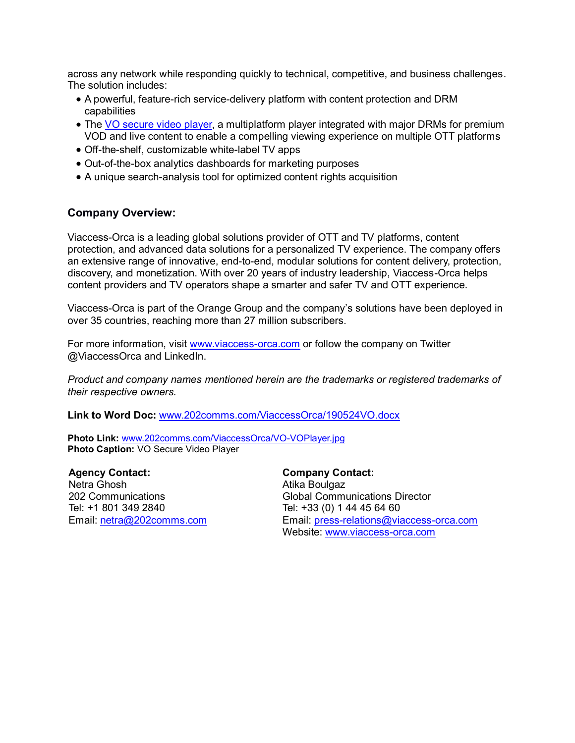across any network while responding quickly to technical, competitive, and business challenges. The solution includes:

- A powerful, feature-rich service-delivery platform with content protection and DRM capabilities
- The VO secure video player, a multiplatform player integrated with major DRMs for premium VOD and live content to enable a compelling viewing experience on multiple OTT platforms
- Off-the-shelf, customizable white-label TV apps
- Out-of-the-box analytics dashboards for marketing purposes
- A unique search-analysis tool for optimized content rights acquisition

## Company Overview:

Viaccess-Orca is a leading global solutions provider of OTT and TV platforms, content protection, and advanced data solutions for a personalized TV experience. The company offers an extensive range of innovative, end-to-end, modular solutions for content delivery, protection, discovery, and monetization. With over 20 years of industry leadership, Viaccess-Orca helps content providers and TV operators shape a smarter and safer TV and OTT experience.

Viaccess-Orca is part of the Orange Group and the company's solutions have been deployed in over 35 countries, reaching more than 27 million subscribers.

For more information, visit www.viaccess-orca.com or follow the company on Twitter @ViaccessOrca and LinkedIn.

*Product and company names mentioned herein are the trademarks or registered trademarks of their respective owners.*

**Link to Word Doc:** www.202comms.com/ViaccessOrca/190524VO.docx

**Photo Link:** www.202comms.com/ViaccessOrca/VO-VOPlayer.jpg
**Photo Caption:** VO Secure Video Player

**Agency Contact:**
Netra Ghosh
202 Communications
Tel: +1 801 349 2840
Email: netra@202comms.com

**Company Contact:**
Atika Boulgaz
Global Communications Director
Tel: +33 (0) 1 44 45 64 60
Email: press-relations@viaccess-orca.com
Website: www.viaccess-orca.com